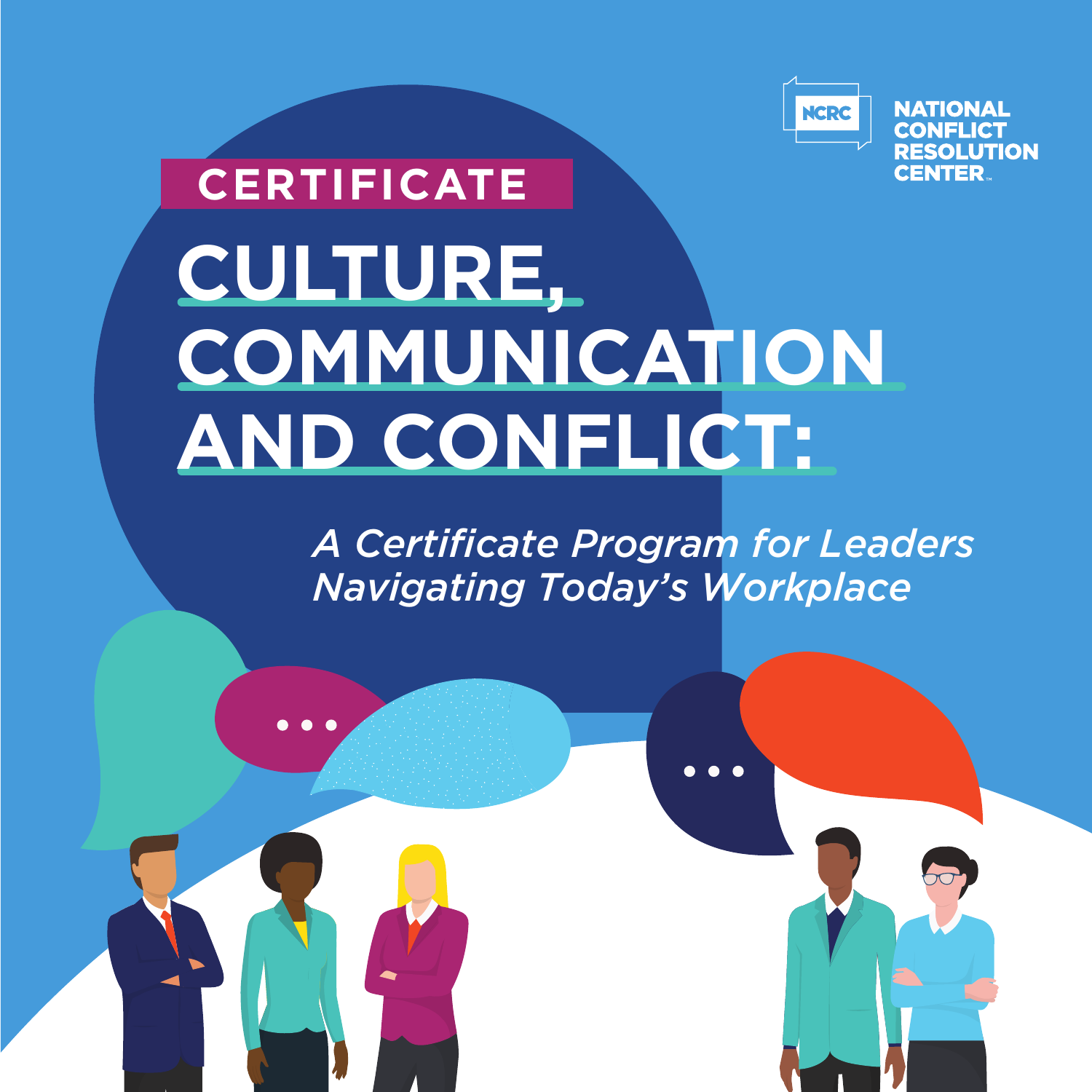NCRC

NATIONAL CONFLICT RESOLUTION CENTER™

CERTIFICATE

# CULTURE, COMMUNICATION AND CONFLICT:

*A Certificate Program for Leaders Navigating Today's Workplace*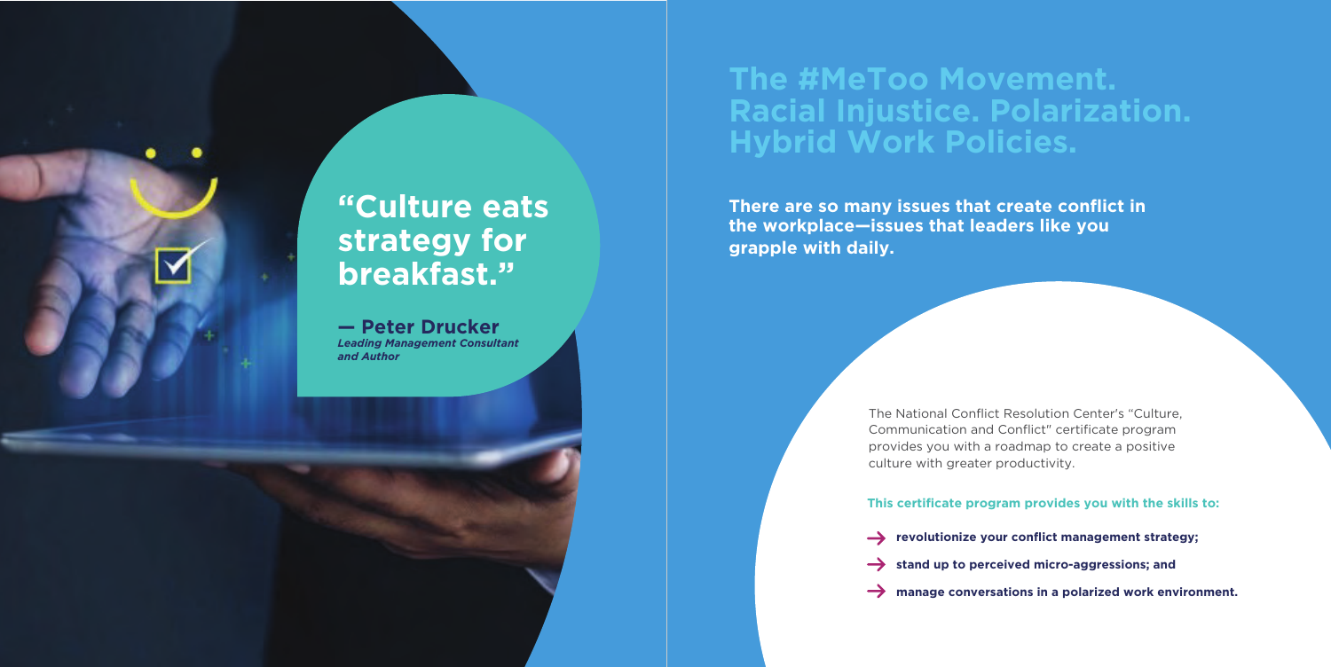> **"Culture eats strategy for breakfast."**
>
> **— Peter Drucker**
> ***Leading Management Consultant and Author***

# The #MeToo Movement. Racial Injustice. Polarization. Hybrid Work Policies.

**There are so many issues that create conflict in the workplace—issues that leaders like you grapple with daily.**

The National Conflict Resolution Center's "Culture, Communication and Conflict" certificate program provides you with a roadmap to create a positive culture with greater productivity.

**This certificate program provides you with the skills to:**

- **revolutionize your conflict management strategy;**
- **stand up to perceived micro-aggressions; and**
- **manage conversations in a polarized work environment.**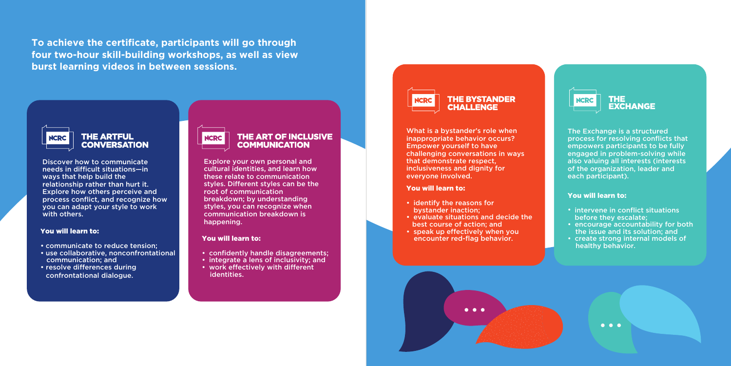**To achieve the certificate, participants will go through four two-hour skill-building workshops, as well as view burst learning videos in between sessions.**

## THE ARTFUL CONVERSATION

Discover how to communicate needs in difficult situations—in ways that help build the relationship rather than hurt it. Explore how others perceive and process conflict, and recognize how you can adapt your style to work with others.

**You will learn to:**

- communicate to reduce tension;
- use collaborative, nonconfrontational communication; and
- resolve differences during confrontational dialogue.

## THE ART OF INCLUSIVE COMMUNICATION

Explore your own personal and cultural identities, and learn how these relate to communication styles. Different styles can be the root of communication breakdown; by understanding styles, you can recognize when communication breakdown is happening.

**You will learn to:**

- confidently handle disagreements;
- integrate a lens of inclusivity; and
- work effectively with different identities.

## THE BYSTANDER CHALLENGE

What is a bystander's role when inappropriate behavior occurs? Empower yourself to have challenging conversations in ways that demonstrate respect, inclusiveness and dignity for everyone involved.

**You will learn to:**

- identify the reasons for bystander inaction;
- evaluate situations and decide the best course of action; and
- speak up effectively when you encounter red-flag behavior.

## THE EXCHANGE

The Exchange is a structured process for resolving conflicts that empowers participants to be fully engaged in problem-solving while also valuing all interests (interests of the organization, leader and each participant).

**You will learn to:**

- intervene in conflict situations before they escalate;
- encourage accountability for both the issue and its solution; and
- create strong internal models of healthy behavior.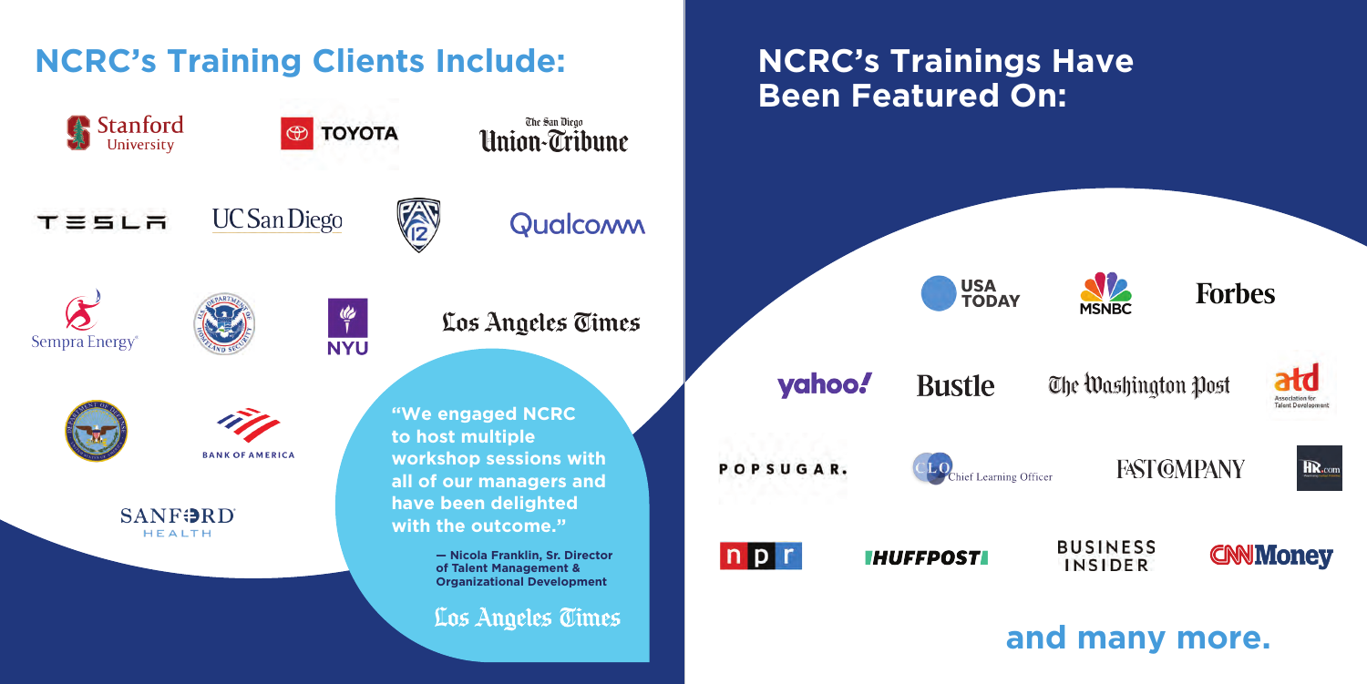## NCRC's Training Clients Include:

Stanford University

TOYOTA

The San Diego Union-Tribune

TESLA

UC San Diego

PAC-12

Qualcomm

Sempra Energy

NYU

Los Angeles Times

BANK OF AMERICA

SANFORD HEALTH

**"We engaged NCRC to host multiple workshop sessions with all of our managers and have been delighted with the outcome."**

**— Nicola Franklin, Sr. Director of Talent Management & Organizational Development**

Los Angeles Times

## NCRC's Trainings Have Been Featured On:

USA TODAY

MSNBC

Forbes

yahoo!

Bustle

The Washington Post

atd Association for Talent Development

POPSUGAR.

CLO Chief Learning Officer

FAST COMPANY

HR.com

npr

HUFFPOST

BUSINESS INSIDER

CNNMoney

## and many more.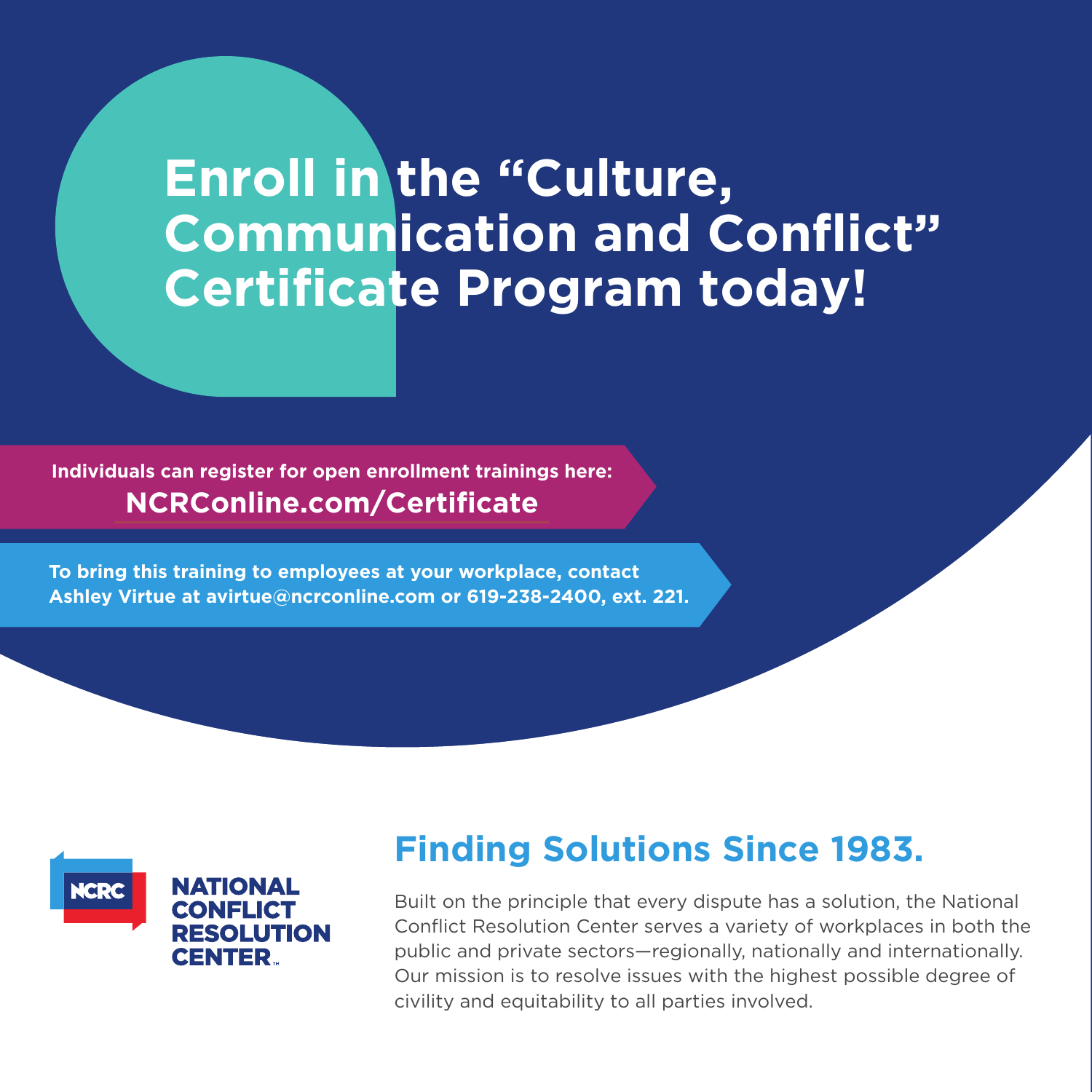# Enroll in the “Culture, Communication and Conflict” Certificate Program today!

**Individuals can register for open enrollment trainings here:**

**NCRConline.com/Certificate**

**To bring this training to employees at your workplace, contact Ashley Virtue at avirtue@ncrconline.com or 619-238-2400, ext. 221.**

NCRC

**NATIONAL CONFLICT RESOLUTION CENTER™**

## Finding Solutions Since 1983.

Built on the principle that every dispute has a solution, the National Conflict Resolution Center serves a variety of workplaces in both the public and private sectors—regionally, nationally and internationally. Our mission is to resolve issues with the highest possible degree of civility and equitability to all parties involved.